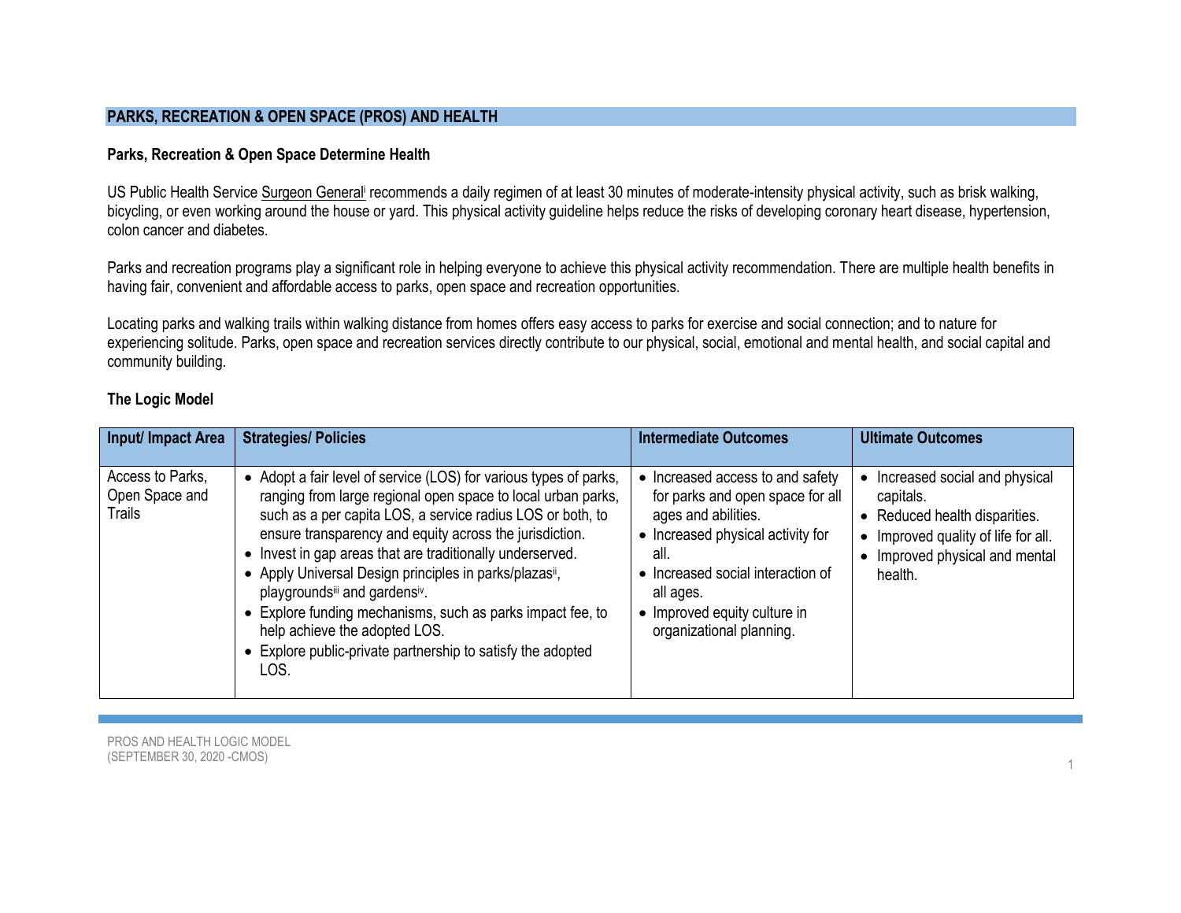## PARKS, RECREATION & OPEN SPACE (PROS) AND HEALTH

### Parks, Recreation & Open Space Determine Health

US Public Health Service Surgeon General[i] recommends a daily regimen of at least 30 minutes of moderate-intensity physical activity, such as brisk walking, bicycling, or even working around the house or yard. This physical activity guideline helps reduce the risks of developing coronary heart disease, hypertension, colon cancer and diabetes.

Parks and recreation programs play a significant role in helping everyone to achieve this physical activity recommendation. There are multiple health benefits in having fair, convenient and affordable access to parks, open space and recreation opportunities.

Locating parks and walking trails within walking distance from homes offers easy access to parks for exercise and social connection; and to nature for experiencing solitude. Parks, open space and recreation services directly contribute to our physical, social, emotional and mental health, and social capital and community building.

### The Logic Model

| Input/ Impact Area | Strategies/ Policies | Intermediate Outcomes | Ultimate Outcomes |
|---|---|---|---|
| Access to Parks, Open Space and Trails | • Adopt a fair level of service (LOS) for various types of parks, ranging from large regional open space to local urban parks, such as a per capita LOS, a service radius LOS or both, to ensure transparency and equity across the jurisdiction.<br>• Invest in gap areas that are traditionally underserved.<br>• Apply Universal Design principles in parks/plazas[ii], playgrounds[iii] and gardens[iv].<br>• Explore funding mechanisms, such as parks impact fee, to help achieve the adopted LOS.<br>• Explore public-private partnership to satisfy the adopted LOS. | • Increased access to and safety for parks and open space for all ages and abilities.<br>• Increased physical activity for all.<br>• Increased social interaction of all ages.<br>• Improved equity culture in organizational planning. | • Increased social and physical capitals.<br>• Reduced health disparities.<br>• Improved quality of life for all.<br>• Improved physical and mental health. |

PROS AND HEALTH LOGIC MODEL
(SEPTEMBER 30, 2020 -CMOS)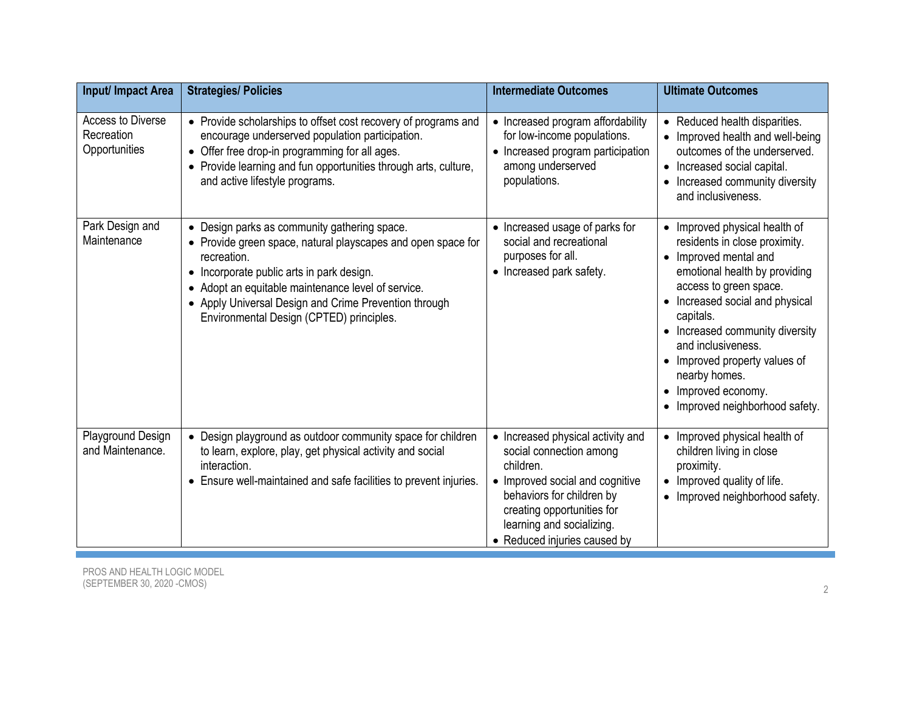| Input/ Impact Area | Strategies/ Policies | Intermediate Outcomes | Ultimate Outcomes |
| --- | --- | --- | --- |
| Access to Diverse Recreation Opportunities | • Provide scholarships to offset cost recovery of programs and encourage underserved population participation.<br>• Offer free drop-in programming for all ages.<br>• Provide learning and fun opportunities through arts, culture, and active lifestyle programs. | • Increased program affordability for low-income populations.<br>• Increased program participation among underserved populations. | • Reduced health disparities.<br>• Improved health and well-being outcomes of the underserved.<br>• Increased social capital.<br>• Increased community diversity and inclusiveness. |
| Park Design and Maintenance | • Design parks as community gathering space.<br>• Provide green space, natural playscapes and open space for recreation.<br>• Incorporate public arts in park design.<br>• Adopt an equitable maintenance level of service.<br>• Apply Universal Design and Crime Prevention through Environmental Design (CPTED) principles. | • Increased usage of parks for social and recreational purposes for all.<br>• Increased park safety. | • Improved physical health of residents in close proximity.<br>• Improved mental and emotional health by providing access to green space.<br>• Increased social and physical capitals.<br>• Increased community diversity and inclusiveness.<br>• Improved property values of nearby homes.<br>• Improved economy.<br>• Improved neighborhood safety. |
| Playground Design and Maintenance. | • Design playground as outdoor community space for children to learn, explore, play, get physical activity and social interaction.<br>• Ensure well-maintained and safe facilities to prevent injuries. | • Increased physical activity and social connection among children.<br>• Improved social and cognitive behaviors for children by creating opportunities for learning and socializing.<br>• Reduced injuries caused by | • Improved physical health of children living in close proximity.<br>• Improved quality of life.<br>• Improved neighborhood safety. |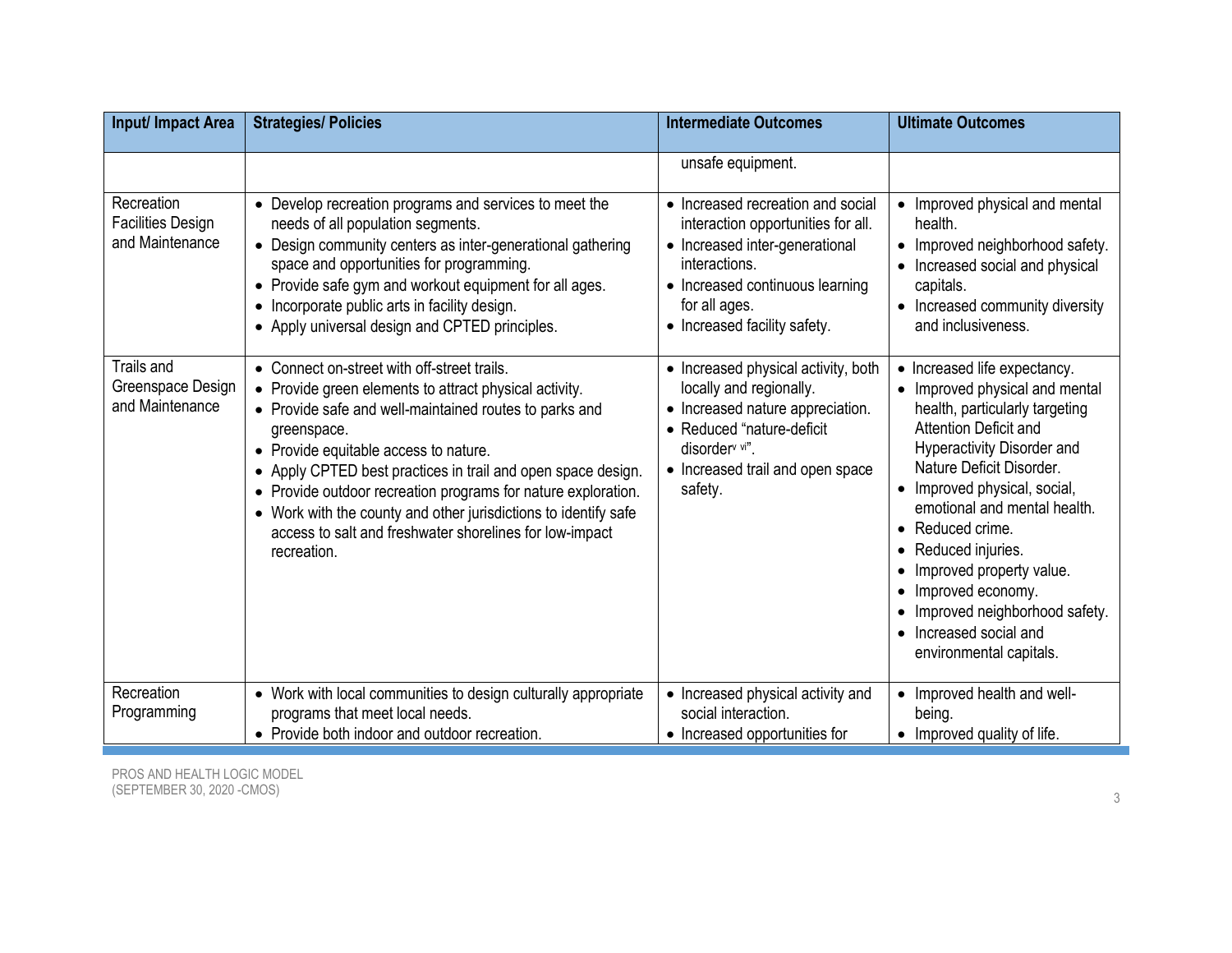| Input/ Impact Area | Strategies/ Policies | Intermediate Outcomes | Ultimate Outcomes |
|---|---|---|---|
| | | unsafe equipment. | |
| Recreation Facilities Design and Maintenance | • Develop recreation programs and services to meet the needs of all population segments.<br>• Design community centers as inter-generational gathering space and opportunities for programming.<br>• Provide safe gym and workout equipment for all ages.<br>• Incorporate public arts in facility design.<br>• Apply universal design and CPTED principles. | • Increased recreation and social interaction opportunities for all.<br>• Increased inter-generational interactions.<br>• Increased continuous learning for all ages.<br>• Increased facility safety. | • Improved physical and mental health.<br>• Improved neighborhood safety.<br>• Increased social and physical capitals.<br>• Increased community diversity and inclusiveness. |
| Trails and Greenspace Design and Maintenance | • Connect on-street with off-street trails.<br>• Provide green elements to attract physical activity.<br>• Provide safe and well-maintained routes to parks and greenspace.<br>• Provide equitable access to nature.<br>• Apply CPTED best practices in trail and open space design.<br>• Provide outdoor recreation programs for nature exploration.<br>• Work with the county and other jurisdictions to identify safe access to salt and freshwater shorelines for low-impact recreation. | • Increased physical activity, both locally and regionally.<br>• Increased nature appreciation.<br>• Reduced "nature-deficit disorder[v vi]".<br>• Increased trail and open space safety. | • Increased life expectancy.<br>• Improved physical and mental health, particularly targeting Attention Deficit and Hyperactivity Disorder and Nature Deficit Disorder.<br>• Improved physical, social, emotional and mental health.<br>• Reduced crime.<br>• Reduced injuries.<br>• Improved property value.<br>• Improved economy.<br>• Improved neighborhood safety.<br>• Increased social and environmental capitals. |
| Recreation Programming | • Work with local communities to design culturally appropriate programs that meet local needs.<br>• Provide both indoor and outdoor recreation. | • Increased physical activity and social interaction.<br>• Increased opportunities for | • Improved health and well-being.<br>• Improved quality of life. |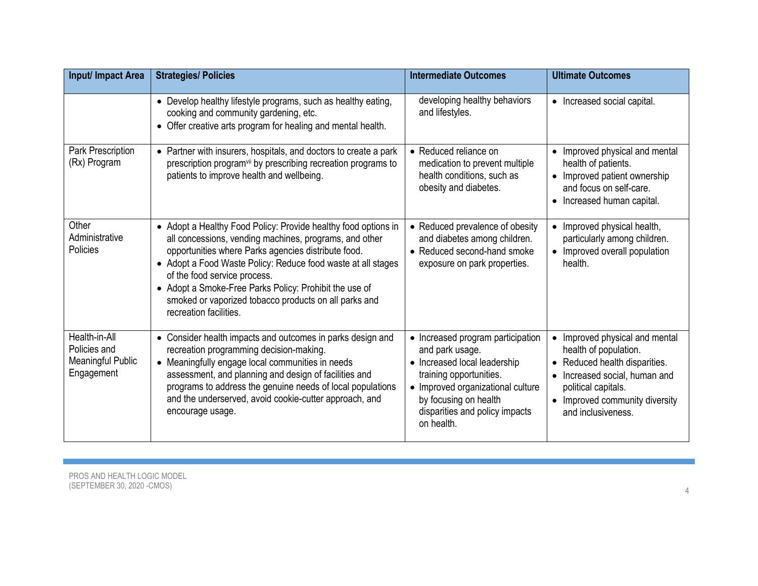| Input/ Impact Area | Strategies/ Policies | Intermediate Outcomes | Ultimate Outcomes |
|---|---|---|---|
| | • Develop healthy lifestyle programs, such as healthy eating, cooking and community gardening, etc.<br>• Offer creative arts program for healing and mental health. | developing healthy behaviors and lifestyles. | • Increased social capital. |
| Park Prescription (Rx) Program | • Partner with insurers, hospitals, and doctors to create a park prescription program[vii] by prescribing recreation programs to patients to improve health and wellbeing. | • Reduced reliance on medication to prevent multiple health conditions, such as obesity and diabetes. | • Improved physical and mental health of patients.<br>• Improved patient ownership and focus on self-care.<br>• Increased human capital. |
| Other Administrative Policies | • Adopt a Healthy Food Policy: Provide healthy food options in all concessions, vending machines, programs, and other opportunities where Parks agencies distribute food.<br>• Adopt a Food Waste Policy: Reduce food waste at all stages of the food service process.<br>• Adopt a Smoke-Free Parks Policy: Prohibit the use of smoked or vaporized tobacco products on all parks and recreation facilities. | • Reduced prevalence of obesity and diabetes among children.<br>• Reduced second-hand smoke exposure on park properties. | • Improved physical health, particularly among children.<br>• Improved overall population health. |
| Health-in-All Policies and Meaningful Public Engagement | • Consider health impacts and outcomes in parks design and recreation programming decision-making.<br>• Meaningfully engage local communities in needs assessment, and planning and design of facilities and programs to address the genuine needs of local populations and the underserved, avoid cookie-cutter approach, and encourage usage. | • Increased program participation and park usage.<br>• Increased local leadership training opportunities.<br>• Improved organizational culture by focusing on health disparities and policy impacts on health. | • Improved physical and mental health of population.<br>• Reduced health disparities.<br>• Increased social, human and political capitals.<br>• Improved community diversity and inclusiveness. |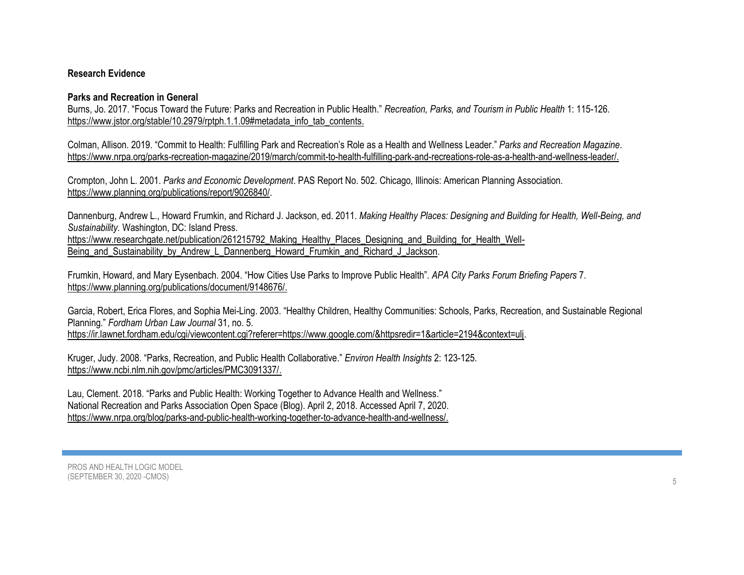**Research Evidence**

**Parks and Recreation in General**

Burns, Jo. 2017. "Focus Toward the Future: Parks and Recreation in Public Health." *Recreation, Parks, and Tourism in Public Health* 1: 115-126. https://www.jstor.org/stable/10.2979/rptph.1.1.09#metadata_info_tab_contents.

Colman, Allison. 2019. "Commit to Health: Fulfilling Park and Recreation's Role as a Health and Wellness Leader." *Parks and Recreation Magazine*. https://www.nrpa.org/parks-recreation-magazine/2019/march/commit-to-health-fulfilling-park-and-recreations-role-as-a-health-and-wellness-leader/.

Crompton, John L. 2001. *Parks and Economic Development*. PAS Report No. 502. Chicago, Illinois: American Planning Association. https://www.planning.org/publications/report/9026840/.

Dannenburg, Andrew L., Howard Frumkin, and Richard J. Jackson, ed. 2011. *Making Healthy Places: Designing and Building for Health, Well-Being, and Sustainability.* Washington, DC: Island Press. https://www.researchgate.net/publication/261215792_Making_Healthy_Places_Designing_and_Building_for_Health_Well-Being_and_Sustainability_by_Andrew_L_Dannenberg_Howard_Frumkin_and_Richard_J_Jackson.

Frumkin, Howard, and Mary Eysenbach. 2004. "How Cities Use Parks to Improve Public Health". *APA City Parks Forum Briefing Papers* 7. https://www.planning.org/publications/document/9148676/.

Garcia, Robert, Erica Flores, and Sophia Mei-Ling. 2003. "Healthy Children, Healthy Communities: Schools, Parks, Recreation, and Sustainable Regional Planning." *Fordham Urban Law Journal* 31, no. 5. https://ir.lawnet.fordham.edu/cgi/viewcontent.cgi?referer=https://www.google.com/&httpsredir=1&article=2194&context=ulj.

Kruger, Judy. 2008. "Parks, Recreation, and Public Health Collaborative." *Environ Health Insights* 2: 123-125. https://www.ncbi.nlm.nih.gov/pmc/articles/PMC3091337/.

Lau, Clement. 2018. "Parks and Public Health: Working Together to Advance Health and Wellness." National Recreation and Parks Association Open Space (Blog). April 2, 2018. Accessed April 7, 2020. https://www.nrpa.org/blog/parks-and-public-health-working-together-to-advance-health-and-wellness/.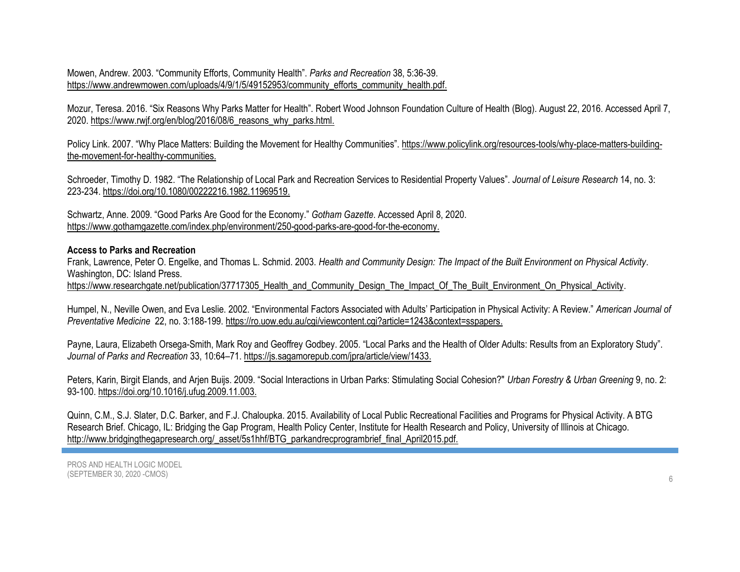Mowen, Andrew. 2003. “Community Efforts, Community Health”. *Parks and Recreation* 38, 5:36-39. https://www.andrewmowen.com/uploads/4/9/1/5/49152953/community_efforts_community_health.pdf.

Mozur, Teresa. 2016. “Six Reasons Why Parks Matter for Health”. Robert Wood Johnson Foundation Culture of Health (Blog). August 22, 2016. Accessed April 7, 2020. https://www.rwjf.org/en/blog/2016/08/6_reasons_why_parks.html.

Policy Link. 2007. “Why Place Matters: Building the Movement for Healthy Communities”. https://www.policylink.org/resources-tools/why-place-matters-building-the-movement-for-healthy-communities.

Schroeder, Timothy D. 1982. “The Relationship of Local Park and Recreation Services to Residential Property Values”. *Journal of Leisure Research* 14, no. 3: 223-234. https://doi.org/10.1080/00222216.1982.11969519.

Schwartz, Anne. 2009. “Good Parks Are Good for the Economy.” *Gotham Gazette*. Accessed April 8, 2020. https://www.gothamgazette.com/index.php/environment/250-good-parks-are-good-for-the-economy.

**Access to Parks and Recreation**

Frank, Lawrence, Peter O. Engelke, and Thomas L. Schmid. 2003. *Health and Community Design: The Impact of the Built Environment on Physical Activity*. Washington, DC: Island Press. https://www.researchgate.net/publication/37717305_Health_and_Community_Design_The_Impact_Of_The_Built_Environment_On_Physical_Activity.

Humpel, N., Neville Owen, and Eva Leslie. 2002. “Environmental Factors Associated with Adults’ Participation in Physical Activity: A Review.” *American Journal of Preventative Medicine* 22, no. 3:188-199. https://ro.uow.edu.au/cgi/viewcontent.cgi?article=1243&context=sspapers.

Payne, Laura, Elizabeth Orsega-Smith, Mark Roy and Geoffrey Godbey. 2005. “Local Parks and the Health of Older Adults: Results from an Exploratory Study”. *Journal of Parks and Recreation* 33, 10:64–71. https://js.sagamorepub.com/jpra/article/view/1433.

Peters, Karin, Birgit Elands, and Arjen Buijs. 2009. “Social Interactions in Urban Parks: Stimulating Social Cohesion?" *Urban Forestry & Urban Greening* 9, no. 2: 93-100. https://doi.org/10.1016/j.ufug.2009.11.003.

Quinn, C.M., S.J. Slater, D.C. Barker, and F.J. Chaloupka. 2015. Availability of Local Public Recreational Facilities and Programs for Physical Activity. A BTG Research Brief. Chicago, IL: Bridging the Gap Program, Health Policy Center, Institute for Health Research and Policy, University of Illinois at Chicago. http://www.bridgingthegapresearch.org/_asset/5s1hhf/BTG_parkandrecprogrambrief_final_April2015.pdf.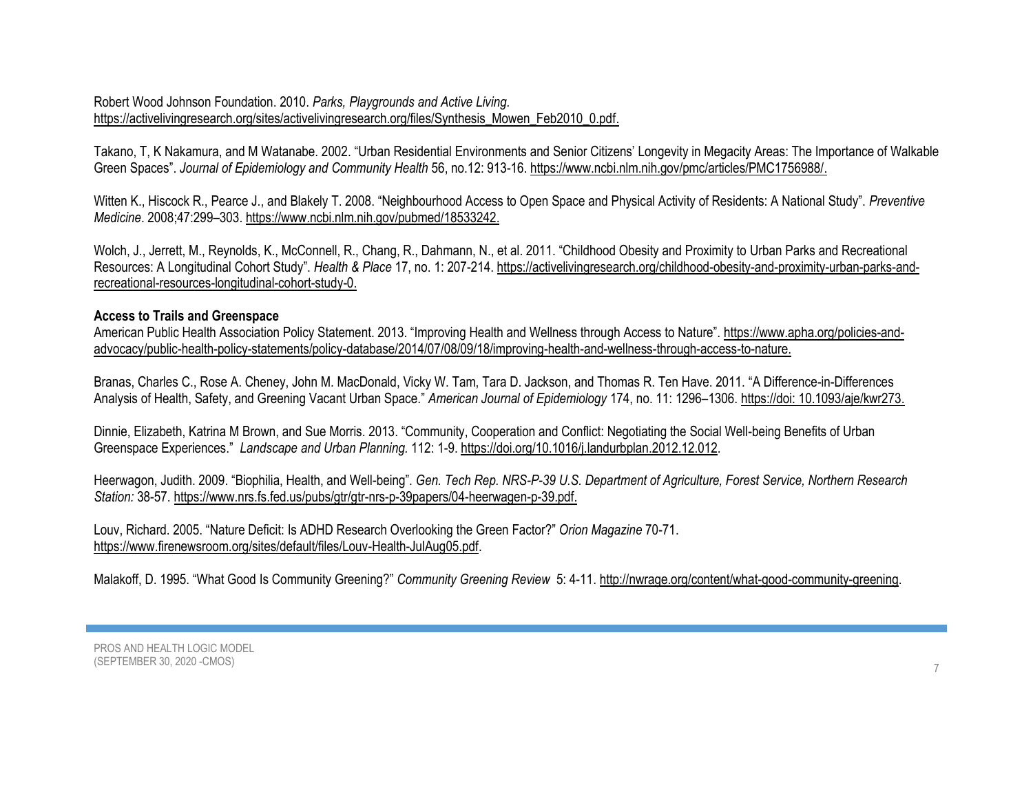Robert Wood Johnson Foundation. 2010. *Parks, Playgrounds and Active Living.* https://activelivingresearch.org/sites/activelivingresearch.org/files/Synthesis_Mowen_Feb2010_0.pdf.

Takano, T, K Nakamura, and M Watanabe. 2002. "Urban Residential Environments and Senior Citizens' Longevity in Megacity Areas: The Importance of Walkable Green Spaces". *Journal of Epidemiology and Community Health* 56, no.12: 913-16. https://www.ncbi.nlm.nih.gov/pmc/articles/PMC1756988/.

Witten K., Hiscock R., Pearce J., and Blakely T. 2008. "Neighbourhood Access to Open Space and Physical Activity of Residents: A National Study". *Preventive Medicine*. 2008;47:299–303. https://www.ncbi.nlm.nih.gov/pubmed/18533242.

Wolch, J., Jerrett, M., Reynolds, K., McConnell, R., Chang, R., Dahmann, N., et al. 2011. "Childhood Obesity and Proximity to Urban Parks and Recreational Resources: A Longitudinal Cohort Study". *Health & Place* 17, no. 1: 207-214. https://activelivingresearch.org/childhood-obesity-and-proximity-urban-parks-and-recreational-resources-longitudinal-cohort-study-0.

**Access to Trails and Greenspace**

American Public Health Association Policy Statement. 2013. "Improving Health and Wellness through Access to Nature". https://www.apha.org/policies-and-advocacy/public-health-policy-statements/policy-database/2014/07/08/09/18/improving-health-and-wellness-through-access-to-nature.

Branas, Charles C., Rose A. Cheney, John M. MacDonald, Vicky W. Tam, Tara D. Jackson, and Thomas R. Ten Have. 2011. "A Difference-in-Differences Analysis of Health, Safety, and Greening Vacant Urban Space." *American Journal of Epidemiology* 174, no. 11: 1296–1306. https://doi: 10.1093/aje/kwr273.

Dinnie, Elizabeth, Katrina M Brown, and Sue Morris. 2013. "Community, Cooperation and Conflict: Negotiating the Social Well-being Benefits of Urban Greenspace Experiences." *Landscape and Urban Planning.* 112: 1-9. https://doi.org/10.1016/j.landurbplan.2012.12.012.

Heerwagon, Judith. 2009. "Biophilia, Health, and Well-being". *Gen. Tech Rep. NRS-P-39 U.S. Department of Agriculture, Forest Service, Northern Research Station:* 38-57. https://www.nrs.fs.fed.us/pubs/gtr/gtr-nrs-p-39papers/04-heerwagen-p-39.pdf.

Louv, Richard. 2005. "Nature Deficit: Is ADHD Research Overlooking the Green Factor?" *Orion Magazine* 70-71. https://www.firenewsroom.org/sites/default/files/Louv-Health-JulAug05.pdf.

Malakoff, D. 1995. "What Good Is Community Greening?" *Community Greening Review* 5: 4-11. http://nwrage.org/content/what-good-community-greening.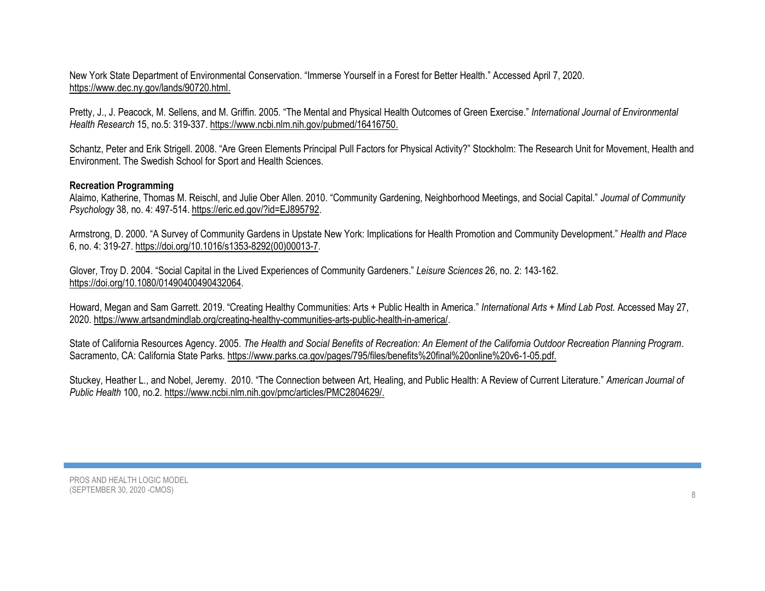New York State Department of Environmental Conservation. “Immerse Yourself in a Forest for Better Health.” Accessed April 7, 2020. https://www.dec.ny.gov/lands/90720.html.

Pretty, J., J. Peacock, M. Sellens, and M. Griffin. 2005. “The Mental and Physical Health Outcomes of Green Exercise.” *International Journal of Environmental Health Research* 15, no.5: 319-337. https://www.ncbi.nlm.nih.gov/pubmed/16416750.

Schantz, Peter and Erik Strigell. 2008. “Are Green Elements Principal Pull Factors for Physical Activity?” Stockholm: The Research Unit for Movement, Health and Environment. The Swedish School for Sport and Health Sciences.

**Recreation Programming**

Alaimo, Katherine, Thomas M. Reischl, and Julie Ober Allen. 2010. “Community Gardening, Neighborhood Meetings, and Social Capital.” *Journal of Community Psychology* 38, no. 4: 497-514. https://eric.ed.gov/?id=EJ895792.

Armstrong, D. 2000. “A Survey of Community Gardens in Upstate New York: Implications for Health Promotion and Community Development.” *Health and Place* 6, no. 4: 319-27. https://doi.org/10.1016/s1353-8292(00)00013-7.

Glover, Troy D. 2004. “Social Capital in the Lived Experiences of Community Gardeners.” *Leisure Sciences* 26, no. 2: 143-162. https://doi.org/10.1080/01490400490432064.

Howard, Megan and Sam Garrett. 2019. “Creating Healthy Communities: Arts + Public Health in America.” *International Arts + Mind Lab Post.* Accessed May 27, 2020. https://www.artsandmindlab.org/creating-healthy-communities-arts-public-health-in-america/.

State of California Resources Agency. 2005. *The Health and Social Benefits of Recreation: An Element of the California Outdoor Recreation Planning Program*. Sacramento, CA: California State Parks. https://www.parks.ca.gov/pages/795/files/benefits%20final%20online%20v6-1-05.pdf.

Stuckey, Heather L., and Nobel, Jeremy. 2010. “The Connection between Art, Healing, and Public Health: A Review of Current Literature.” *American Journal of Public Health* 100, no.2. https://www.ncbi.nlm.nih.gov/pmc/articles/PMC2804629/.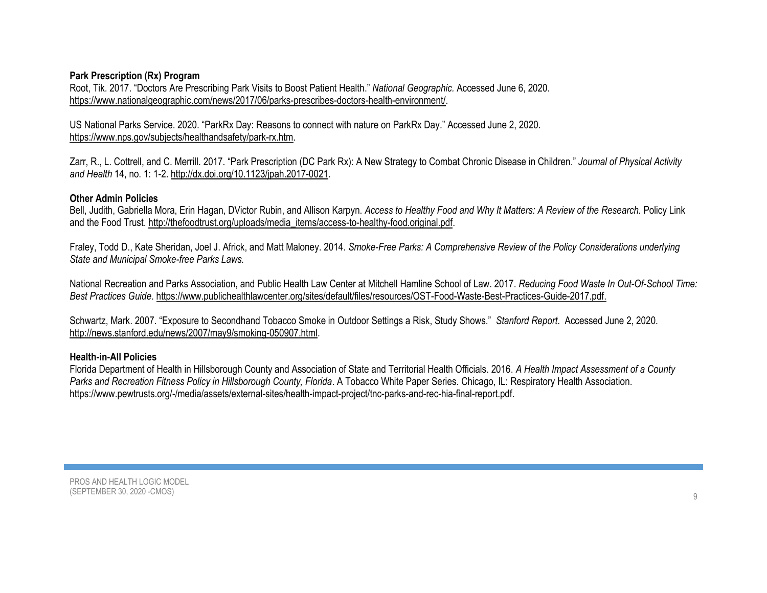**Park Prescription (Rx) Program**

Root, Tik. 2017. "Doctors Are Prescribing Park Visits to Boost Patient Health." *National Geographic.* Accessed June 6, 2020. https://www.nationalgeographic.com/news/2017/06/parks-prescribes-doctors-health-environment/.

US National Parks Service. 2020. "ParkRx Day: Reasons to connect with nature on ParkRx Day." Accessed June 2, 2020. https://www.nps.gov/subjects/healthandsafety/park-rx.htm.

Zarr, R., L. Cottrell, and C. Merrill. 2017. "Park Prescription (DC Park Rx): A New Strategy to Combat Chronic Disease in Children." *Journal of Physical Activity and Health* 14, no. 1: 1-2. http://dx.doi.org/10.1123/jpah.2017-0021.

**Other Admin Policies**

Bell, Judith, Gabriella Mora, Erin Hagan, DVictor Rubin, and Allison Karpyn. *Access to Healthy Food and Why It Matters: A Review of the Research.* Policy Link and the Food Trust. http://thefoodtrust.org/uploads/media_items/access-to-healthy-food.original.pdf.

Fraley, Todd D., Kate Sheridan, Joel J. Africk, and Matt Maloney. 2014. *Smoke-Free Parks: A Comprehensive Review of the Policy Considerations underlying State and Municipal Smoke-free Parks Laws.*

National Recreation and Parks Association, and Public Health Law Center at Mitchell Hamline School of Law. 2017. *Reducing Food Waste In Out-Of-School Time: Best Practices Guide*. https://www.publichealthlawcenter.org/sites/default/files/resources/OST-Food-Waste-Best-Practices-Guide-2017.pdf.

Schwartz, Mark. 2007. "Exposure to Secondhand Tobacco Smoke in Outdoor Settings a Risk, Study Shows." *Stanford Report*. Accessed June 2, 2020. http://news.stanford.edu/news/2007/may9/smoking-050907.html.

**Health-in-All Policies**

Florida Department of Health in Hillsborough County and Association of State and Territorial Health Officials. 2016. *A Health Impact Assessment of a County Parks and Recreation Fitness Policy in Hillsborough County, Florida*. A Tobacco White Paper Series. Chicago, IL: Respiratory Health Association. https://www.pewtrusts.org/-/media/assets/external-sites/health-impact-project/tnc-parks-and-rec-hia-final-report.pdf.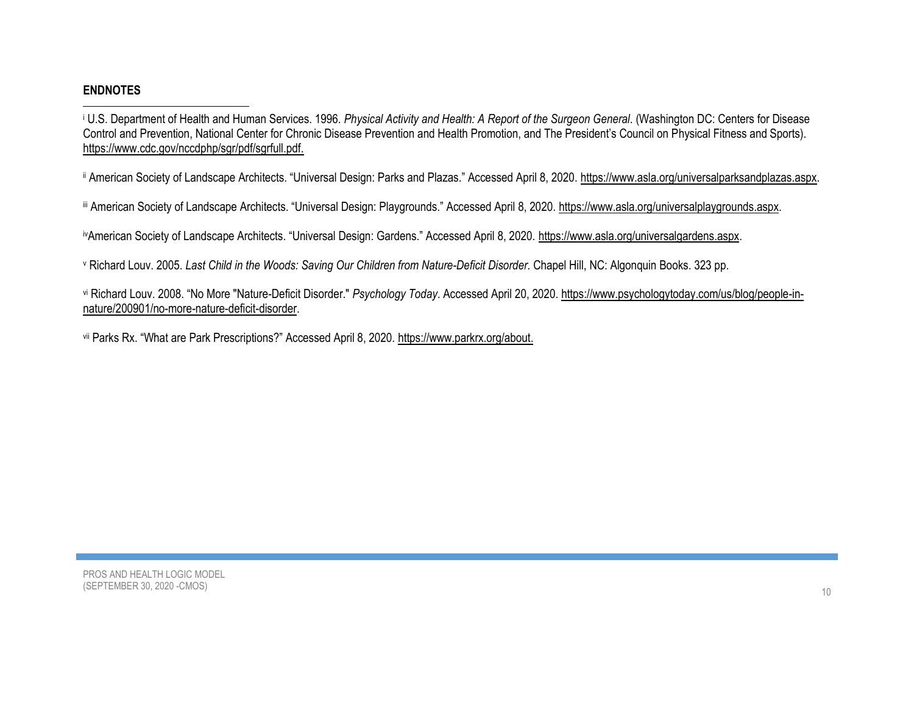## ENDNOTES

[i] U.S. Department of Health and Human Services. 1996. *Physical Activity and Health: A Report of the Surgeon General*. (Washington DC: Centers for Disease Control and Prevention, National Center for Chronic Disease Prevention and Health Promotion, and The President's Council on Physical Fitness and Sports). https://www.cdc.gov/nccdphp/sgr/pdf/sgrfull.pdf.

[ii] American Society of Landscape Architects. "Universal Design: Parks and Plazas." Accessed April 8, 2020. https://www.asla.org/universalparksandplazas.aspx.

[iii] American Society of Landscape Architects. "Universal Design: Playgrounds." Accessed April 8, 2020. https://www.asla.org/universalplaygrounds.aspx.

[iv]American Society of Landscape Architects. "Universal Design: Gardens." Accessed April 8, 2020. https://www.asla.org/universalgardens.aspx.

[v] Richard Louv. 2005. *Last Child in the Woods: Saving Our Children from Nature-Deficit Disorder*. Chapel Hill, NC: Algonquin Books. 323 pp.

[vi] Richard Louv. 2008. "No More "Nature-Deficit Disorder." *Psychology Today*. Accessed April 20, 2020. https://www.psychologytoday.com/us/blog/people-in-nature/200901/no-more-nature-deficit-disorder.

[vii] Parks Rx. "What are Park Prescriptions?" Accessed April 8, 2020. https://www.parkrx.org/about.